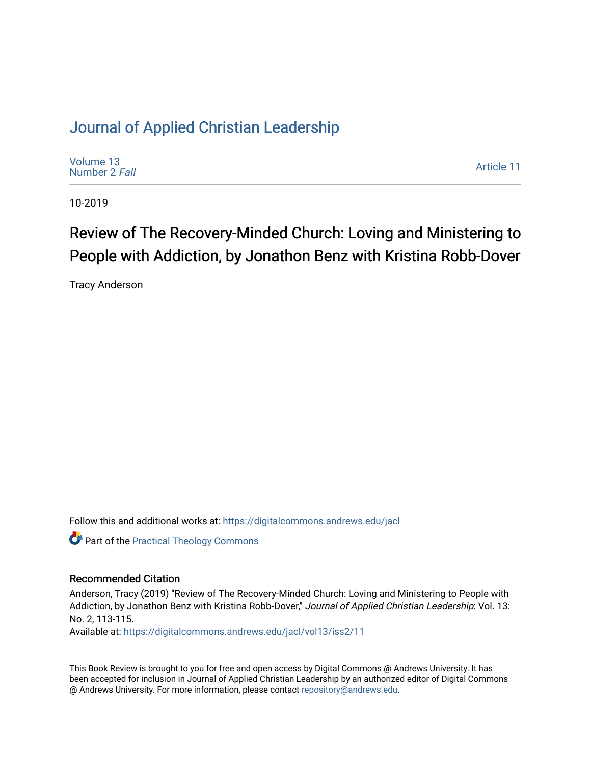# Journal of Applied Christian Leadership

Volume 13
Number 2 *Fall*

Article 11

10-2019

## Review of The Recovery-Minded Church: Loving and Ministering to People with Addiction, by Jonathon Benz with Kristina Robb-Dover

Tracy Anderson

Follow this and additional works at: https://digitalcommons.andrews.edu/jacl

Part of the Practical Theology Commons

### Recommended Citation

Anderson, Tracy (2019) "Review of The Recovery-Minded Church: Loving and Ministering to People with Addiction, by Jonathon Benz with Kristina Robb-Dover," *Journal of Applied Christian Leadership*: Vol. 13: No. 2, 113-115.

Available at: https://digitalcommons.andrews.edu/jacl/vol13/iss2/11

This Book Review is brought to you for free and open access by Digital Commons @ Andrews University. It has been accepted for inclusion in Journal of Applied Christian Leadership by an authorized editor of Digital Commons @ Andrews University. For more information, please contact repository@andrews.edu.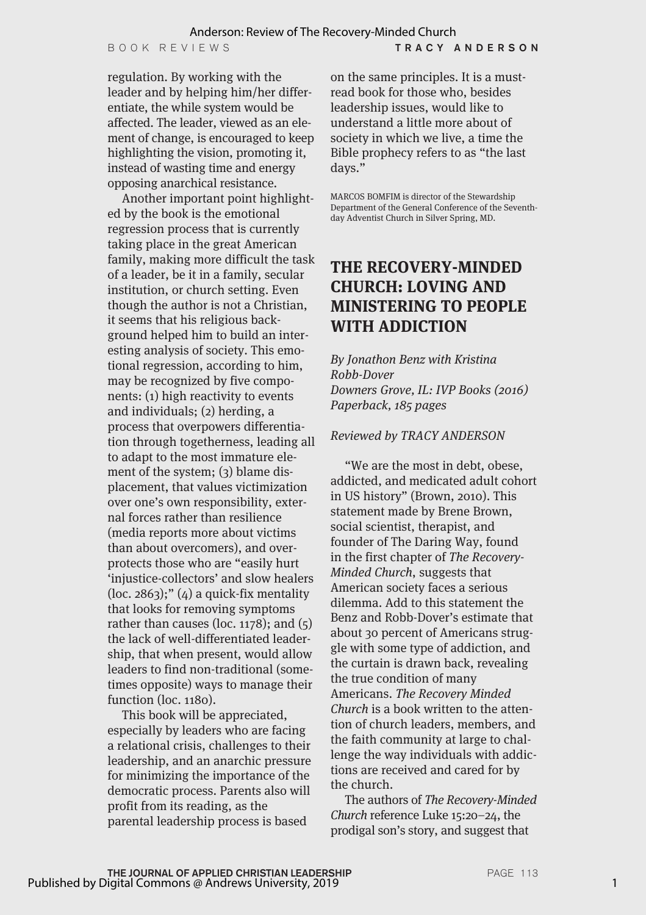regulation. By working with the leader and by helping him/her differentiate, the while system would be affected. The leader, viewed as an element of change, is encouraged to keep highlighting the vision, promoting it, instead of wasting time and energy opposing anarchical resistance.

Another important point highlighted by the book is the emotional regression process that is currently taking place in the great American family, making more difficult the task of a leader, be it in a family, secular institution, or church setting. Even though the author is not a Christian, it seems that his religious background helped him to build an interesting analysis of society. This emotional regression, according to him, may be recognized by five components: (1) high reactivity to events and individuals; (2) herding, a process that overpowers differentiation through togetherness, leading all to adapt to the most immature element of the system; (3) blame displacement, that values victimization over one's own responsibility, external forces rather than resilience (media reports more about victims than about overcomers), and overprotects those who are "easily hurt 'injustice-collectors' and slow healers (loc. 2863);" (4) a quick-fix mentality that looks for removing symptoms rather than causes (loc. 1178); and (5) the lack of well-differentiated leadership, that when present, would allow leaders to find non-traditional (sometimes opposite) ways to manage their function (loc. 1180).

This book will be appreciated, especially by leaders who are facing a relational crisis, challenges to their leadership, and an anarchic pressure for minimizing the importance of the democratic process. Parents also will profit from its reading, as the parental leadership process is based on the same principles. It is a must-read book for those who, besides leadership issues, would like to understand a little more about of society in which we live, a time the Bible prophecy refers to as "the last days."

MARCOS BOMFIM is director of the Stewardship Department of the General Conference of the Seventh-day Adventist Church in Silver Spring, MD.

## THE RECOVERY-MINDED CHURCH: LOVING AND MINISTERING TO PEOPLE WITH ADDICTION

*By Jonathon Benz with Kristina Robb-Dover*
*Downers Grove, IL: IVP Books (2016)*
*Paperback, 185 pages*

*Reviewed by TRACY ANDERSON*

"We are the most in debt, obese, addicted, and medicated adult cohort in US history" (Brown, 2010). This statement made by Brene Brown, social scientist, therapist, and founder of The Daring Way, found in the first chapter of *The Recovery-Minded Church*, suggests that American society faces a serious dilemma. Add to this statement the Benz and Robb-Dover's estimate that about 30 percent of Americans struggle with some type of addiction, and the curtain is drawn back, revealing the true condition of many Americans. *The Recovery Minded Church* is a book written to the attention of church leaders, members, and the faith community at large to challenge the way individuals with addictions are received and cared for by the church.

The authors of *The Recovery-Minded Church* reference Luke 15:20–24, the prodigal son's story, and suggest that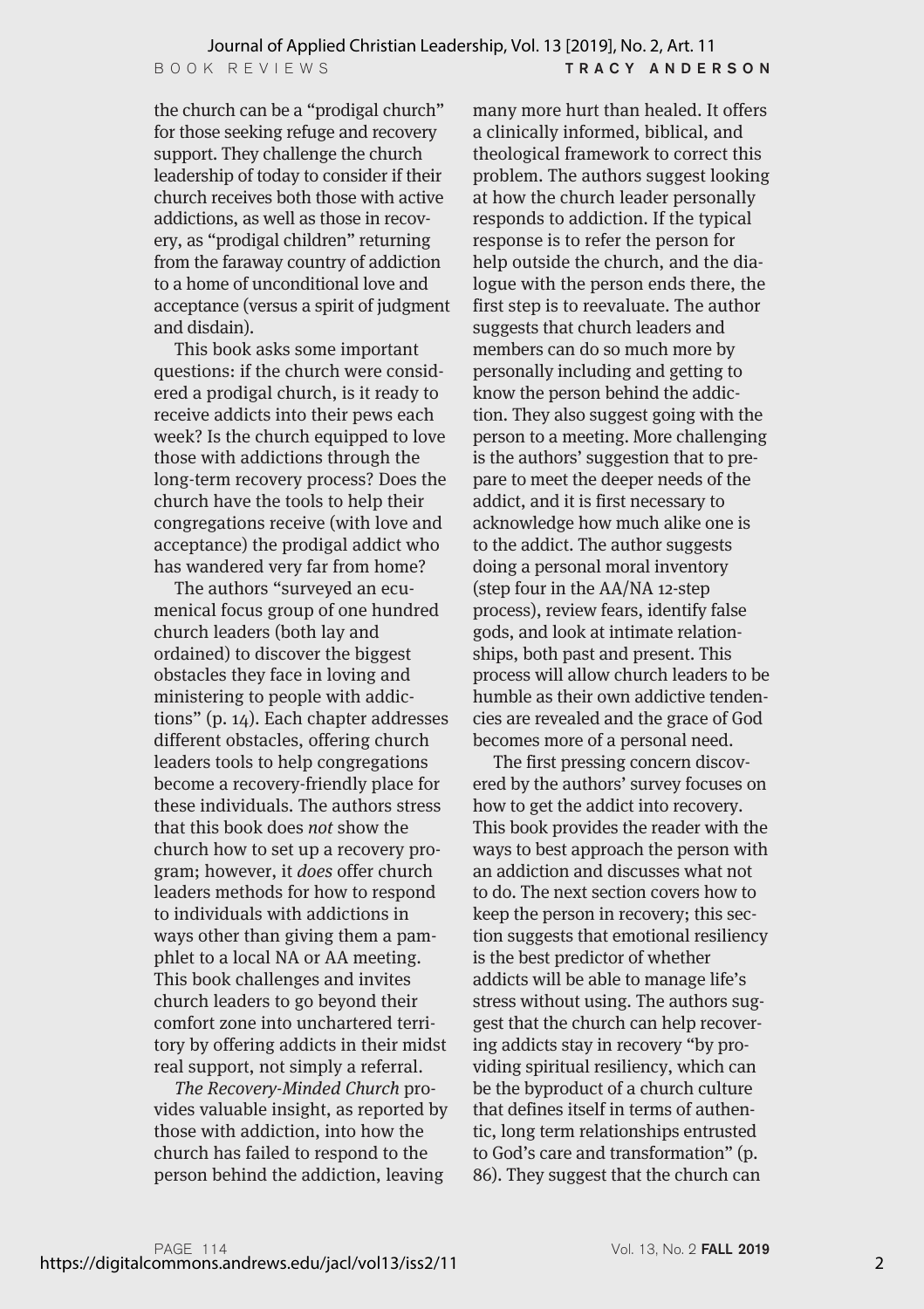the church can be a "prodigal church" for those seeking refuge and recovery support. They challenge the church leadership of today to consider if their church receives both those with active addictions, as well as those in recovery, as "prodigal children" returning from the faraway country of addiction to a home of unconditional love and acceptance (versus a spirit of judgment and disdain).

This book asks some important questions: if the church were considered a prodigal church, is it ready to receive addicts into their pews each week? Is the church equipped to love those with addictions through the long-term recovery process? Does the church have the tools to help their congregations receive (with love and acceptance) the prodigal addict who has wandered very far from home?

The authors "surveyed an ecumenical focus group of one hundred church leaders (both lay and ordained) to discover the biggest obstacles they face in loving and ministering to people with addictions" (p. 14). Each chapter addresses different obstacles, offering church leaders tools to help congregations become a recovery-friendly place for these individuals. The authors stress that this book does *not* show the church how to set up a recovery program; however, it *does* offer church leaders methods for how to respond to individuals with addictions in ways other than giving them a pamphlet to a local NA or AA meeting. This book challenges and invites church leaders to go beyond their comfort zone into unchartered territory by offering addicts in their midst real support, not simply a referral.

*The Recovery-Minded Church* provides valuable insight, as reported by those with addiction, into how the church has failed to respond to the person behind the addiction, leaving many more hurt than healed. It offers a clinically informed, biblical, and theological framework to correct this problem. The authors suggest looking at how the church leader personally responds to addiction. If the typical response is to refer the person for help outside the church, and the dialogue with the person ends there, the first step is to reevaluate. The author suggests that church leaders and members can do so much more by personally including and getting to know the person behind the addiction. They also suggest going with the person to a meeting. More challenging is the authors' suggestion that to prepare to meet the deeper needs of the addict, and it is first necessary to acknowledge how much alike one is to the addict. The author suggests doing a personal moral inventory (step four in the AA/NA 12-step process), review fears, identify false gods, and look at intimate relationships, both past and present. This process will allow church leaders to be humble as their own addictive tendencies are revealed and the grace of God becomes more of a personal need.

The first pressing concern discovered by the authors' survey focuses on how to get the addict into recovery. This book provides the reader with the ways to best approach the person with an addiction and discusses what not to do. The next section covers how to keep the person in recovery; this section suggests that emotional resiliency is the best predictor of whether addicts will be able to manage life's stress without using. The authors suggest that the church can help recovering addicts stay in recovery "by providing spiritual resiliency, which can be the byproduct of a church culture that defines itself in terms of authentic, long term relationships entrusted to God's care and transformation" (p. 86). They suggest that the church can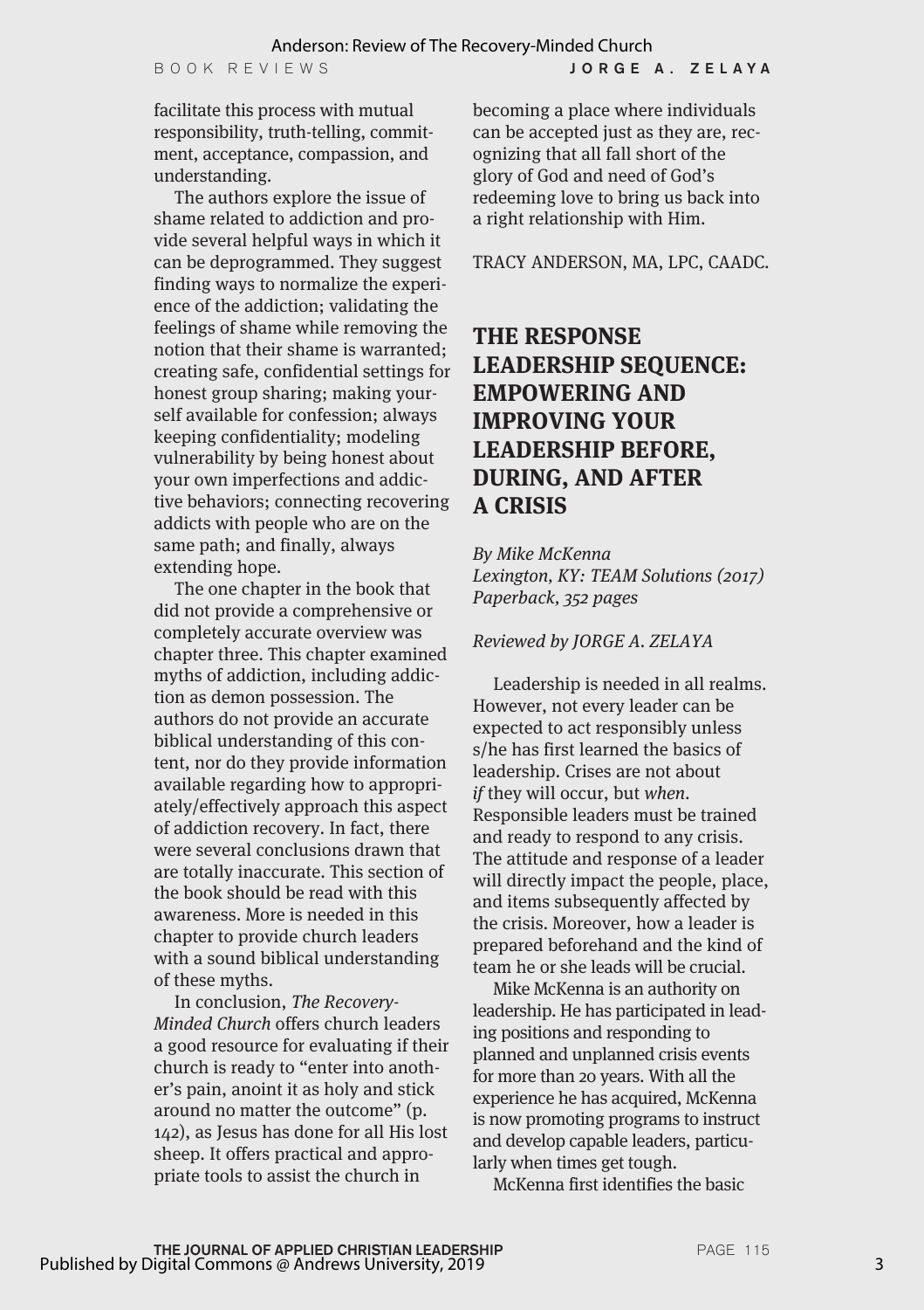facilitate this process with mutual responsibility, truth-telling, commitment, acceptance, compassion, and understanding.

The authors explore the issue of shame related to addiction and provide several helpful ways in which it can be deprogrammed. They suggest finding ways to normalize the experience of the addiction; validating the feelings of shame while removing the notion that their shame is warranted; creating safe, confidential settings for honest group sharing; making yourself available for confession; always keeping confidentiality; modeling vulnerability by being honest about your own imperfections and addictive behaviors; connecting recovering addicts with people who are on the same path; and finally, always extending hope.

The one chapter in the book that did not provide a comprehensive or completely accurate overview was chapter three. This chapter examined myths of addiction, including addiction as demon possession. The authors do not provide an accurate biblical understanding of this content, nor do they provide information available regarding how to appropriately/effectively approach this aspect of addiction recovery. In fact, there were several conclusions drawn that are totally inaccurate. This section of the book should be read with this awareness. More is needed in this chapter to provide church leaders with a sound biblical understanding of these myths.

In conclusion, *The Recovery-Minded Church* offers church leaders a good resource for evaluating if their church is ready to "enter into another's pain, anoint it as holy and stick around no matter the outcome" (p. 142), as Jesus has done for all His lost sheep. It offers practical and appropriate tools to assist the church in becoming a place where individuals can be accepted just as they are, recognizing that all fall short of the glory of God and need of God's redeeming love to bring us back into a right relationship with Him.

TRACY ANDERSON, MA, LPC, CAADC.

## THE RESPONSE LEADERSHIP SEQUENCE: EMPOWERING AND IMPROVING YOUR LEADERSHIP BEFORE, DURING, AND AFTER A CRISIS

*By Mike McKenna*
*Lexington, KY: TEAM Solutions (2017)*
*Paperback, 352 pages*

*Reviewed by JORGE A. ZELAYA*

Leadership is needed in all realms. However, not every leader can be expected to act responsibly unless s/he has first learned the basics of leadership. Crises are not about *if* they will occur, but *when*. Responsible leaders must be trained and ready to respond to any crisis. The attitude and response of a leader will directly impact the people, place, and items subsequently affected by the crisis. Moreover, how a leader is prepared beforehand and the kind of team he or she leads will be crucial.

Mike McKenna is an authority on leadership. He has participated in leading positions and responding to planned and unplanned crisis events for more than 20 years. With all the experience he has acquired, McKenna is now promoting programs to instruct and develop capable leaders, particularly when times get tough.

McKenna first identifies the basic